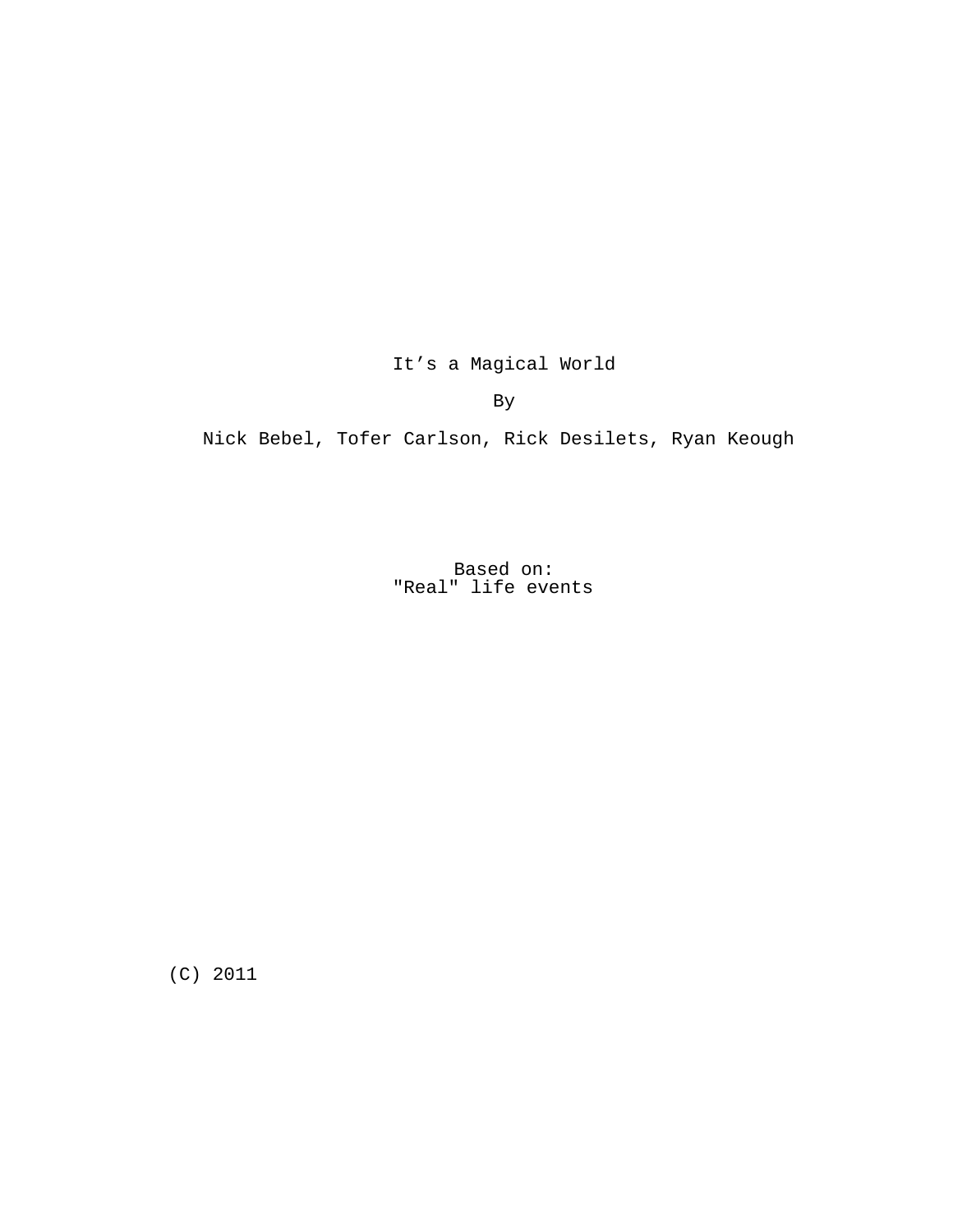# It’s a Magical World

By

Nick Bebel, Tofer Carlson, Rick Desilets, Ryan Keough

Based on:
"Real" life events

(C) 2011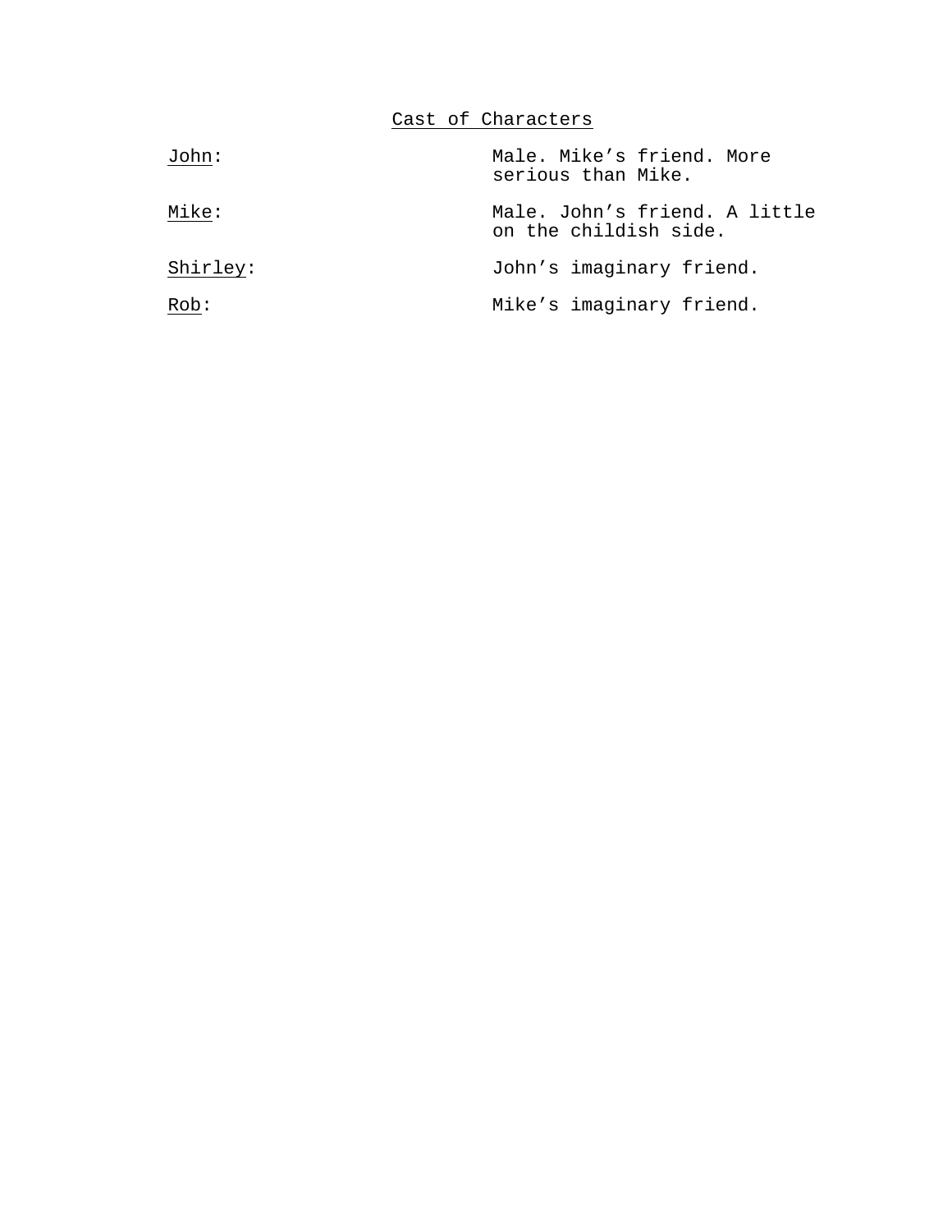# Cast of Characters

| | |
|---|---|
| John: | Male. Mike's friend. More serious than Mike. |
| Mike: | Male. John's friend. A little on the childish side. |
| Shirley: | John's imaginary friend. |
| Rob: | Mike's imaginary friend. |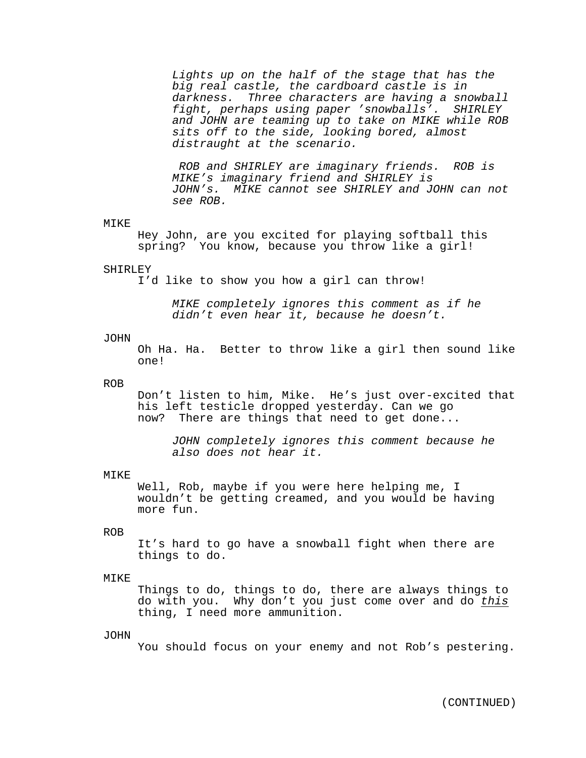*Lights up on the half of the stage that has the big real castle, the cardboard castle is in darkness. Three characters are having a snowball fight, perhaps using paper 'snowballs'. SHIRLEY and JOHN are teaming up to take on MIKE while ROB sits off to the side, looking bored, almost distraught at the scenario.*

*ROB and SHIRLEY are imaginary friends. ROB is MIKE's imaginary friend and SHIRLEY is JOHN's. MIKE cannot see SHIRLEY and JOHN can not see ROB.*

MIKE

Hey John, are you excited for playing softball this spring? You know, because you throw like a girl!

SHIRLEY

I'd like to show you how a girl can throw!

*MIKE completely ignores this comment as if he didn't even hear it, because he doesn't.*

JOHN

Oh Ha. Ha. Better to throw like a girl then sound like one!

ROB

Don't listen to him, Mike. He's just over-excited that his left testicle dropped yesterday. Can we go now? There are things that need to get done...

*JOHN completely ignores this comment because he also does not hear it.*

MIKE

Well, Rob, maybe if you were here helping me, I wouldn't be getting creamed, and you would be having more fun.

ROB

It's hard to go have a snowball fight when there are things to do.

MIKE

Things to do, things to do, there are always things to do with you. Why don't you just come over and do <u>*this*</u> thing, I need more ammunition.

JOHN

You should focus on your enemy and not Rob's pestering.

(CONTINUED)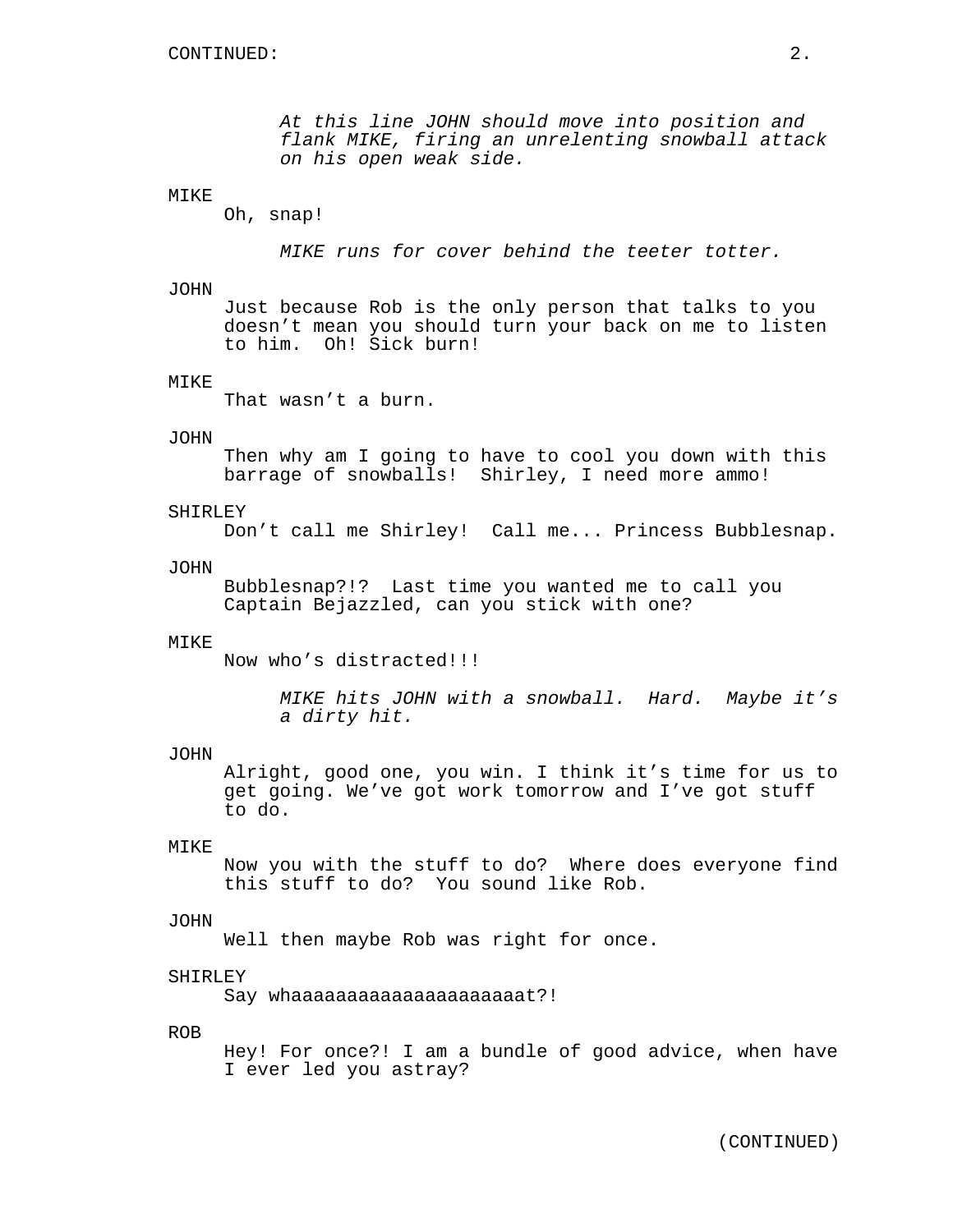CONTINUED:

*At this line JOHN should move into position and flank MIKE, firing an unrelenting snowball attack on his open weak side.*

MIKE
Oh, snap!

*MIKE runs for cover behind the teeter totter.*

JOHN
Just because Rob is the only person that talks to you doesn't mean you should turn your back on me to listen to him. Oh! Sick burn!

MIKE
That wasn't a burn.

JOHN
Then why am I going to have to cool you down with this barrage of snowballs! Shirley, I need more ammo!

SHIRLEY
Don't call me Shirley! Call me... Princess Bubblesnap.

JOHN
Bubblesnap?!? Last time you wanted me to call you Captain Bejazzled, can you stick with one?

MIKE
Now who's distracted!!!

*MIKE hits JOHN with a snowball. Hard. Maybe it's a dirty hit.*

JOHN
Alright, good one, you win. I think it's time for us to get going. We've got work tomorrow and I've got stuff to do.

MIKE
Now you with the stuff to do? Where does everyone find this stuff to do? You sound like Rob.

JOHN
Well then maybe Rob was right for once.

SHIRLEY
Say whaaaaaaaaaaaaaaaaaaaaaat?!

ROB
Hey! For once?! I am a bundle of good advice, when have I ever led you astray?

(CONTINUED)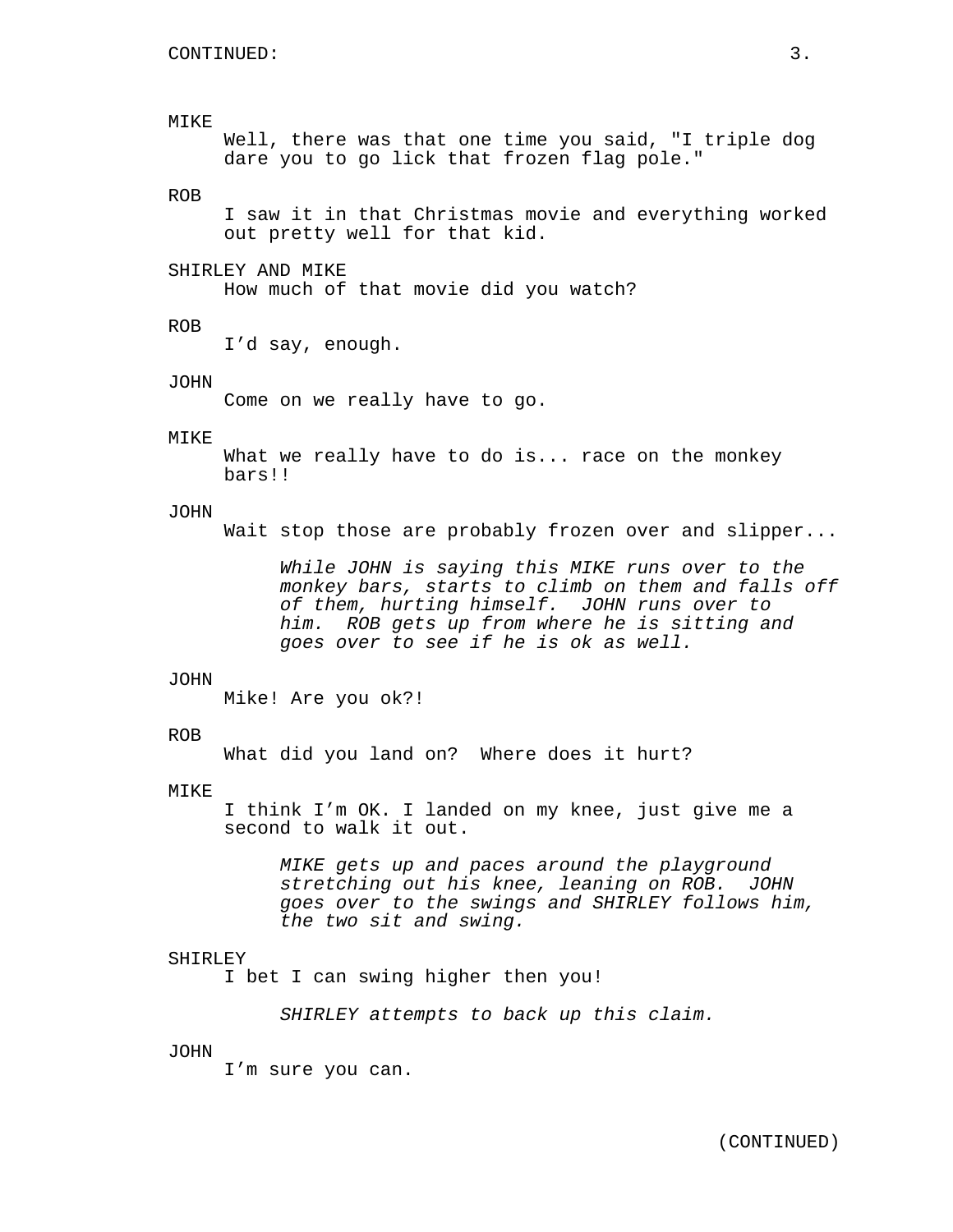CONTINUED:

MIKE
Well, there was that one time you said, "I triple dog dare you to go lick that frozen flag pole."

ROB
I saw it in that Christmas movie and everything worked out pretty well for that kid.

SHIRLEY AND MIKE
How much of that movie did you watch?

ROB
I’d say, enough.

JOHN
Come on we really have to go.

MIKE
What we really have to do is... race on the monkey bars!!

JOHN
Wait stop those are probably frozen over and slipper...

*While JOHN is saying this MIKE runs over to the monkey bars, starts to climb on them and falls off of them, hurting himself. JOHN runs over to him. ROB gets up from where he is sitting and goes over to see if he is ok as well.*

JOHN
Mike! Are you ok?!

ROB
What did you land on? Where does it hurt?

MIKE
I think I’m OK. I landed on my knee, just give me a second to walk it out.

*MIKE gets up and paces around the playground stretching out his knee, leaning on ROB. JOHN goes over to the swings and SHIRLEY follows him, the two sit and swing.*

SHIRLEY
I bet I can swing higher then you!

*SHIRLEY attempts to back up this claim.*

JOHN
I’m sure you can.

(CONTINUED)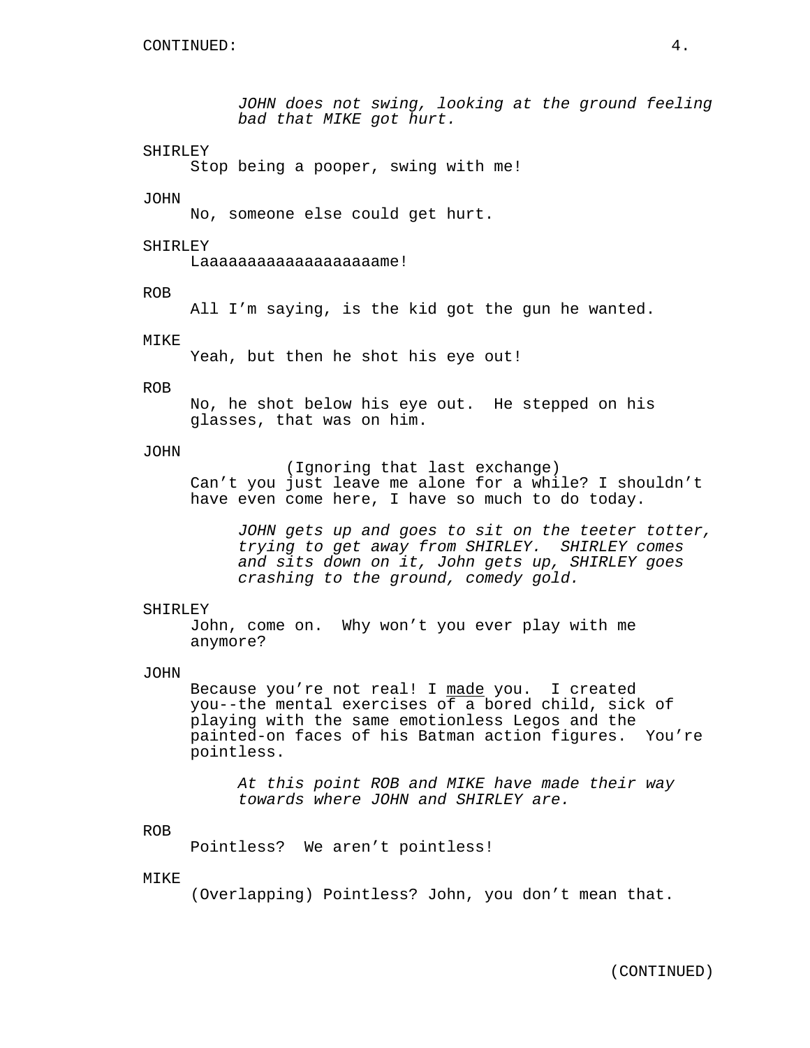*JOHN does not swing, looking at the ground feeling bad that MIKE got hurt.*

SHIRLEY
Stop being a pooper, swing with me!

JOHN
No, someone else could get hurt.

SHIRLEY
Laaaaaaaaaaaaaaaaaaaame!

ROB
All I'm saying, is the kid got the gun he wanted.

MIKE
Yeah, but then he shot his eye out!

ROB
No, he shot below his eye out. He stepped on his glasses, that was on him.

JOHN
(Ignoring that last exchange)
Can't you just leave me alone for a while? I shouldn't have even come here, I have so much to do today.

*JOHN gets up and goes to sit on the teeter totter, trying to get away from SHIRLEY. SHIRLEY comes and sits down on it, John gets up, SHIRLEY goes crashing to the ground, comedy gold.*

SHIRLEY
John, come on. Why won't you ever play with me anymore?

JOHN
Because you're not real! I <u>made</u> you. I created you--the mental exercises of a bored child, sick of playing with the same emotionless Legos and the painted-on faces of his Batman action figures. You're pointless.

*At this point ROB and MIKE have made their way towards where JOHN and SHIRLEY are.*

ROB
Pointless? We aren't pointless!

MIKE
(Overlapping) Pointless? John, you don't mean that.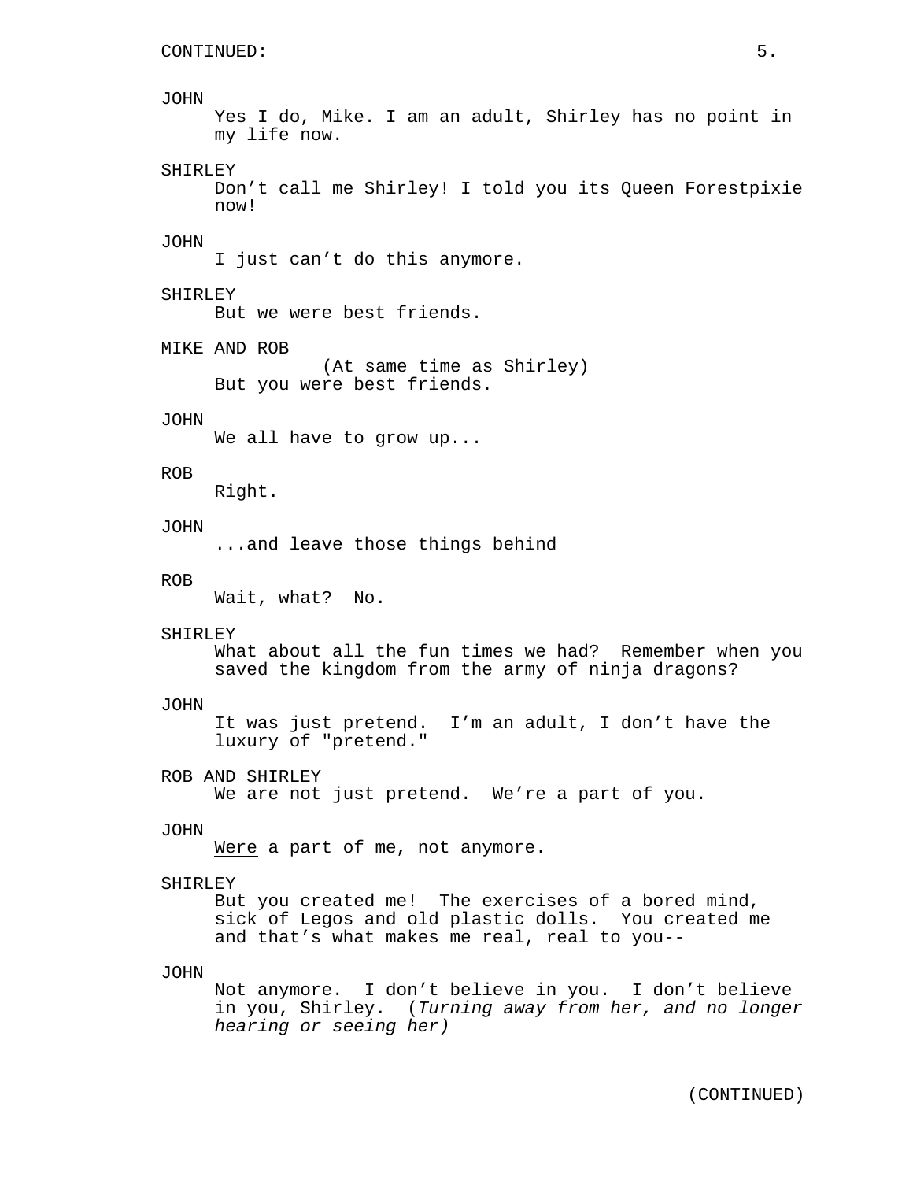CONTINUED:

JOHN
Yes I do, Mike. I am an adult, Shirley has no point in my life now.

SHIRLEY
Don't call me Shirley! I told you its Queen Forestpixie now!

JOHN
I just can't do this anymore.

SHIRLEY
But we were best friends.

MIKE AND ROB
(At same time as Shirley)
But you were best friends.

JOHN
We all have to grow up...

ROB
Right.

JOHN
...and leave those things behind

ROB
Wait, what?  No.

SHIRLEY
What about all the fun times we had?  Remember when you saved the kingdom from the army of ninja dragons?

JOHN
It was just pretend.  I'm an adult, I don't have the luxury of "pretend."

ROB AND SHIRLEY
We are not just pretend.  We're a part of you.

JOHN
<u>Were</u> a part of me, not anymore.

SHIRLEY
But you created me!  The exercises of a bored mind, sick of Legos and old plastic dolls.  You created me and that's what makes me real, real to you--

JOHN
Not anymore.  I don't believe in you.  I don't believe in you, Shirley.  (*Turning away from her, and no longer hearing or seeing her)*

(CONTINUED)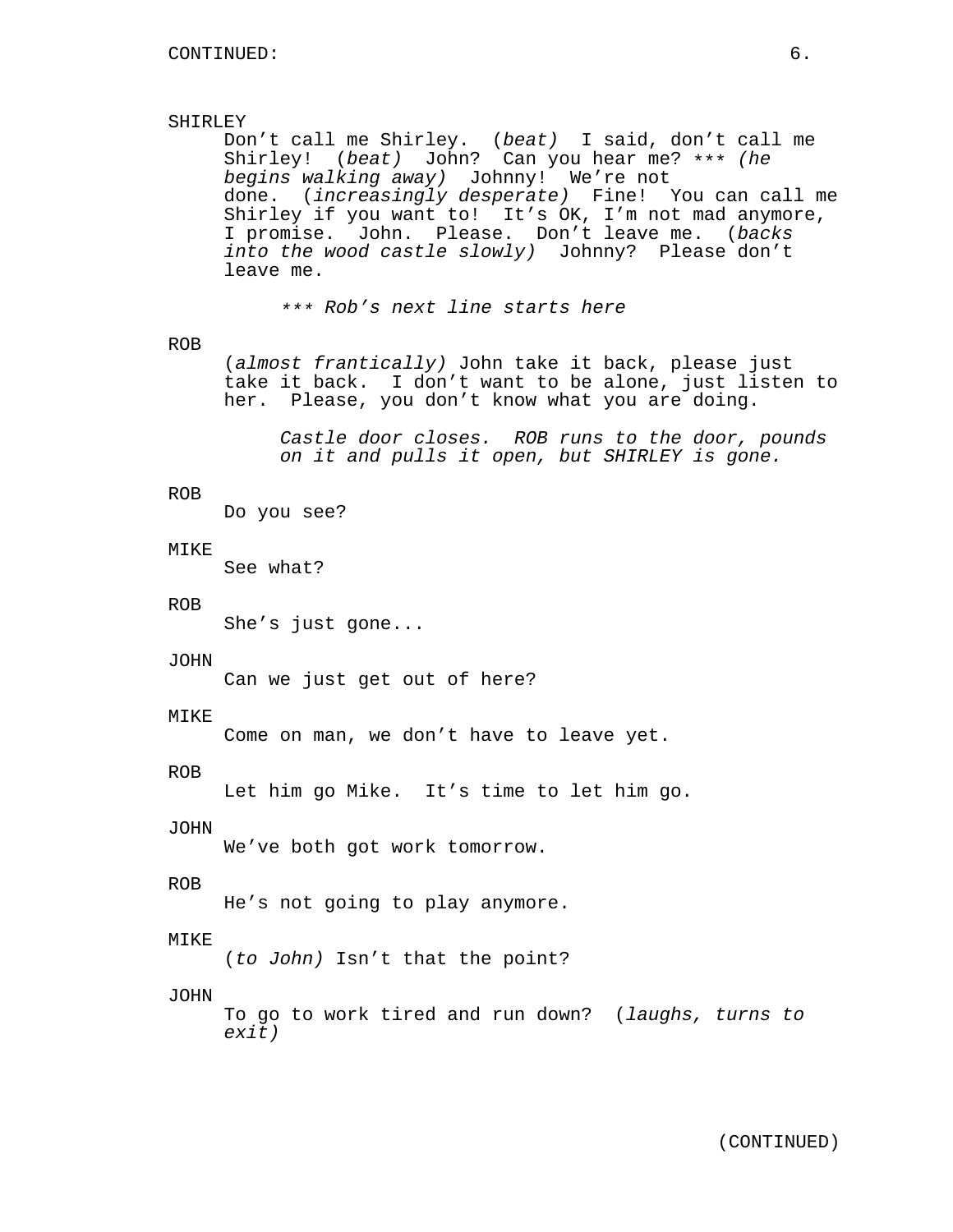SHIRLEY

Don't call me Shirley. (*beat*) I said, don't call me Shirley! (*beat*) John? Can you hear me? *** *(he begins walking away)* Johnny! We're not done. (*increasingly desperate*) Fine! You can call me Shirley if you want to! It's OK, I'm not mad anymore, I promise. John. Please. Don't leave me. (*backs into the wood castle slowly)* Johnny? Please don't leave me.

*** *Rob's next line starts here*

ROB

(*almost frantically)* John take it back, please just take it back. I don't want to be alone, just listen to her. Please, you don't know what you are doing.

*Castle door closes. ROB runs to the door, pounds on it and pulls it open, but SHIRLEY is gone.*

ROB

Do you see?

MIKE

See what?

ROB

She's just gone...

JOHN

Can we just get out of here?

MIKE

Come on man, we don't have to leave yet.

ROB

Let him go Mike. It's time to let him go.

JOHN

We've both got work tomorrow.

ROB

He's not going to play anymore.

MIKE

(*to John)* Isn't that the point?

JOHN

To go to work tired and run down? (*laughs, turns to exit)*

(CONTINUED)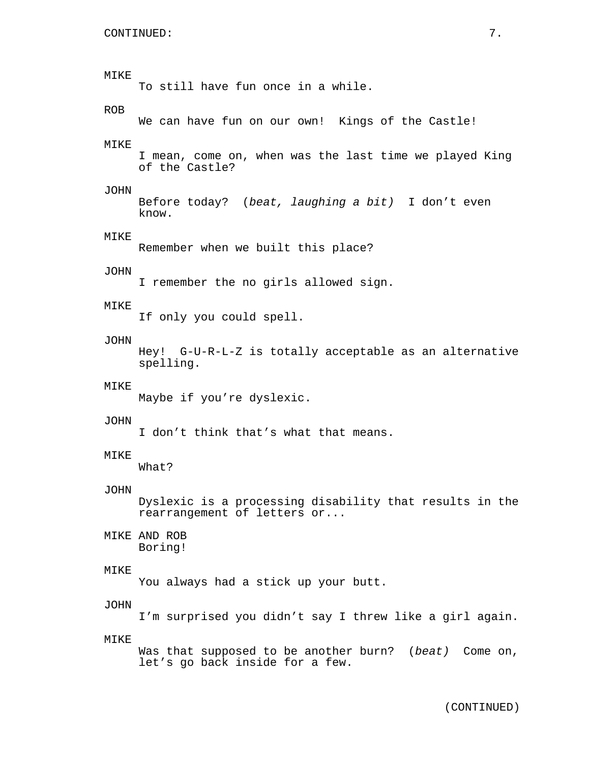MIKE
To still have fun once in a while.

ROB
We can have fun on our own!  Kings of the Castle!

MIKE
I mean, come on, when was the last time we played King of the Castle?

JOHN
Before today?  (*beat, laughing a bit)*  I don't even know.

MIKE
Remember when we built this place?

JOHN
I remember the no girls allowed sign.

MIKE
If only you could spell.

JOHN
Hey!  G-U-R-L-Z is totally acceptable as an alternative spelling.

MIKE
Maybe if you're dyslexic.

JOHN
I don't think that's what that means.

MIKE
What?

JOHN
Dyslexic is a processing disability that results in the rearrangement of letters or...

MIKE AND ROB
Boring!

MIKE
You always had a stick up your butt.

JOHN
I'm surprised you didn't say I threw like a girl again.

MIKE
Was that supposed to be another burn?  (*beat)*  Come on, let's go back inside for a few.

(CONTINUED)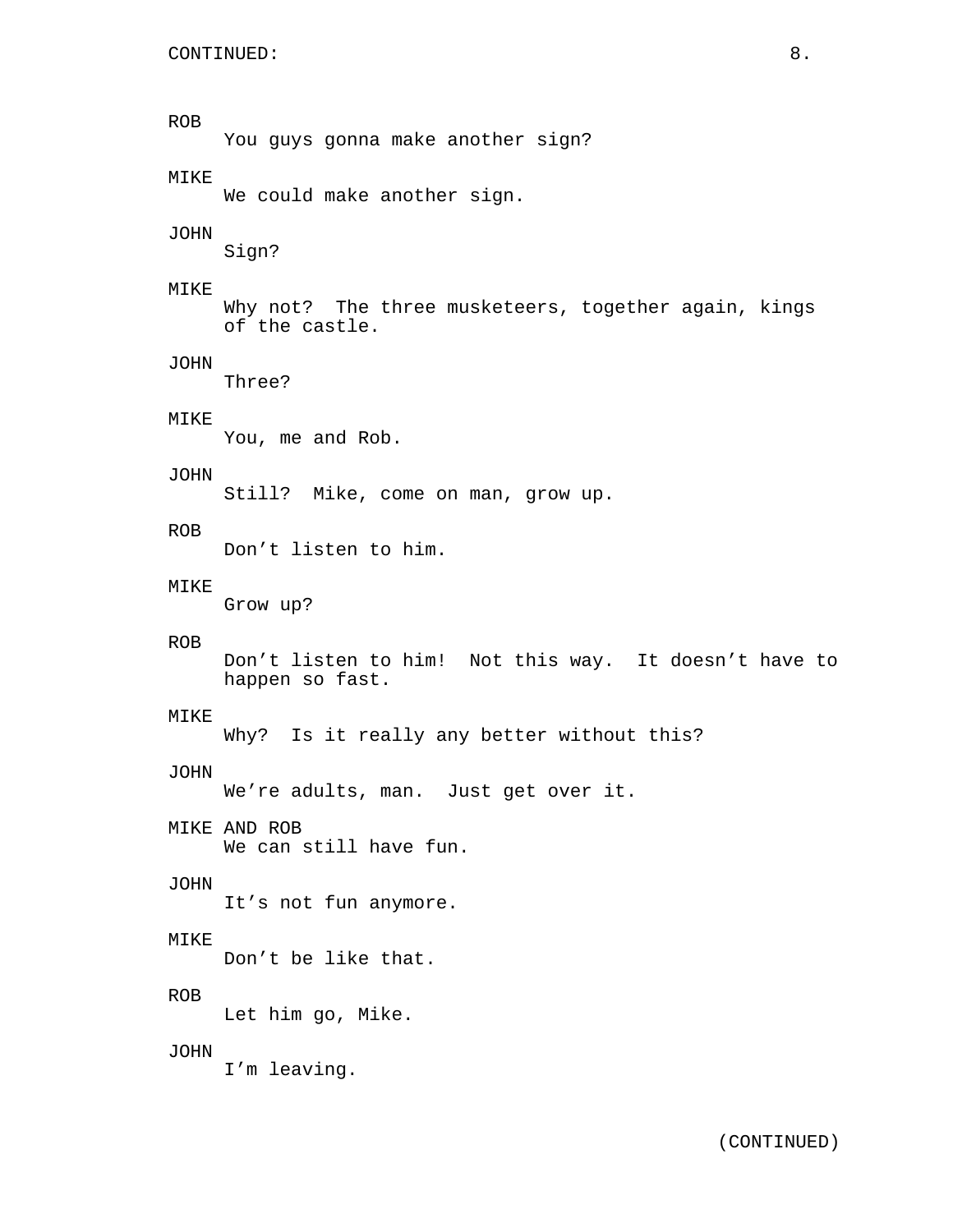CONTINUED:

ROB
You guys gonna make another sign?

MIKE
We could make another sign.

JOHN
Sign?

MIKE
Why not?  The three musketeers, together again, kings of the castle.

JOHN
Three?

MIKE
You, me and Rob.

JOHN
Still?  Mike, come on man, grow up.

ROB
Don't listen to him.

MIKE
Grow up?

ROB
Don't listen to him!  Not this way.  It doesn't have to happen so fast.

MIKE
Why?  Is it really any better without this?

JOHN
We're adults, man.  Just get over it.

MIKE AND ROB
We can still have fun.

JOHN
It's not fun anymore.

MIKE
Don't be like that.

ROB
Let him go, Mike.

JOHN
I'm leaving.

(CONTINUED)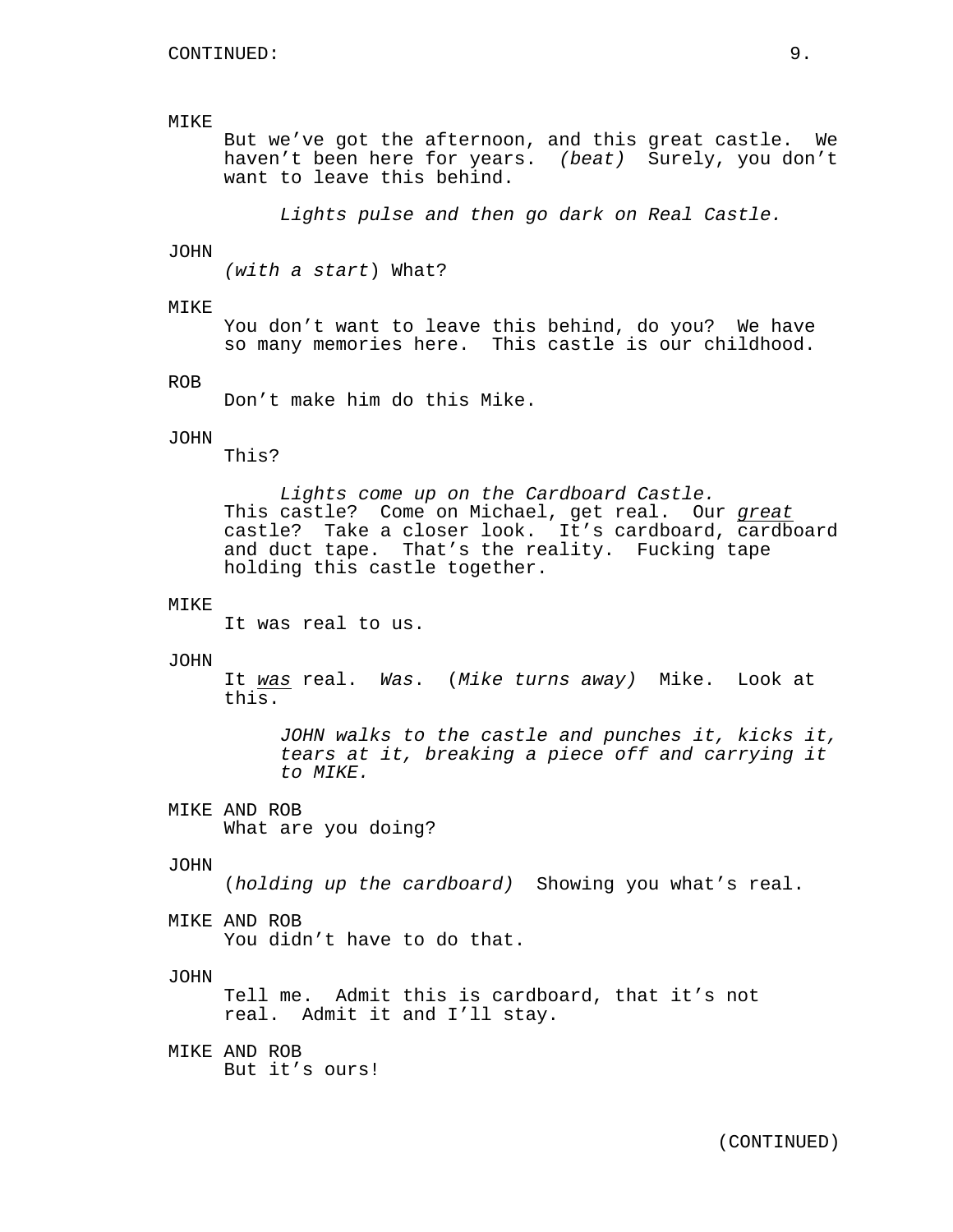CONTINUED:

MIKE
But we've got the afternoon, and this great castle. We haven't been here for years. *(beat)* Surely, you don't want to leave this behind.

*Lights pulse and then go dark on Real Castle.*

JOHN
*(with a start)* What?

MIKE
You don't want to leave this behind, do you? We have so many memories here. This castle is our childhood.

ROB
Don't make him do this Mike.

JOHN
This?

*Lights come up on the Cardboard Castle.*

This castle? Come on Michael, get real. Our <u>great</u> castle? Take a closer look. It's cardboard, cardboard and duct tape. That's the reality. Fucking tape holding this castle together.

MIKE
It was real to us.

JOHN
It <u>was</u> real. *Was*. (*Mike turns away)* Mike. Look at this.

*JOHN walks to the castle and punches it, kicks it, tears at it, breaking a piece off and carrying it to MIKE.*

MIKE AND ROB
What are you doing?

JOHN
(*holding up the cardboard)* Showing you what's real.

MIKE AND ROB
You didn't have to do that.

JOHN
Tell me. Admit this is cardboard, that it's not real. Admit it and I'll stay.

MIKE AND ROB
But it's ours!

(CONTINUED)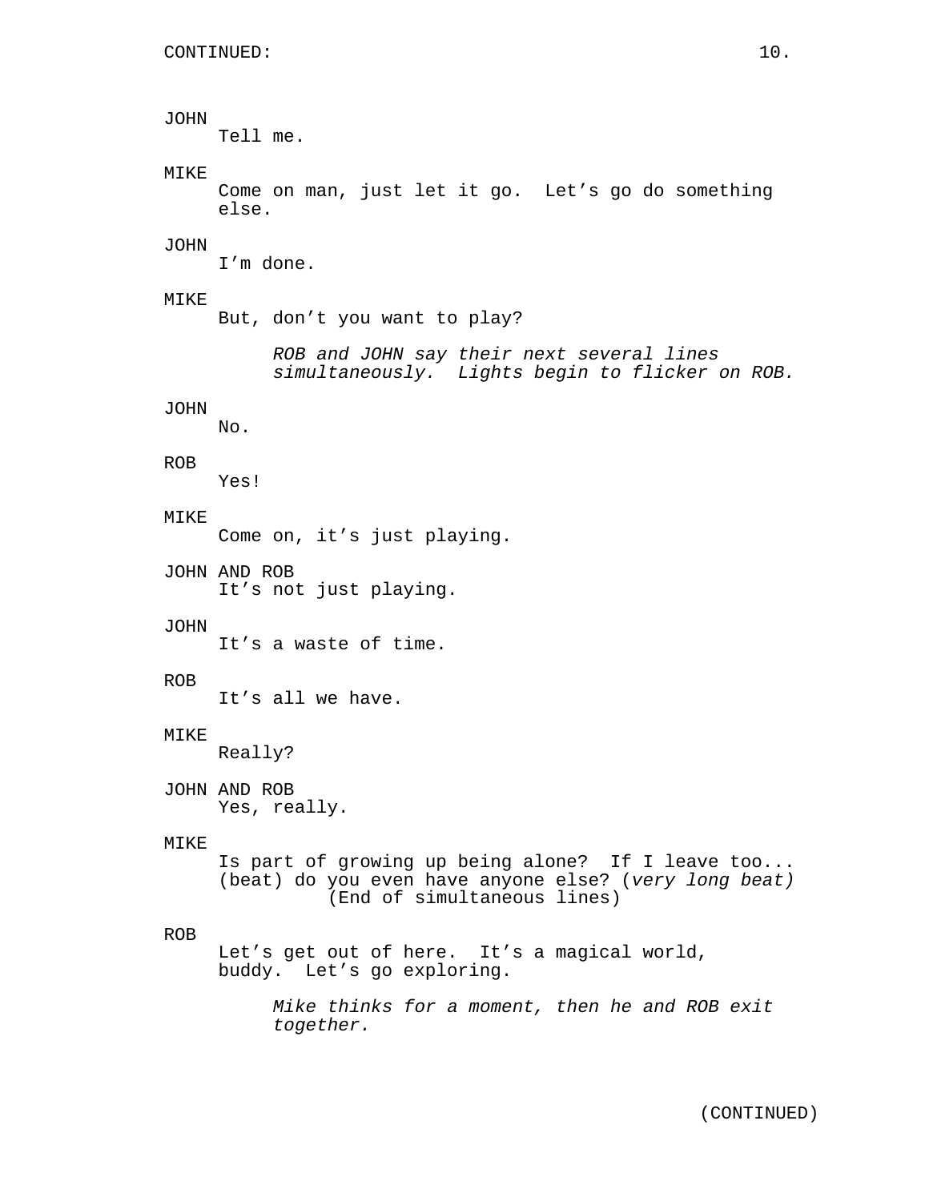CONTINUED:

JOHN
Tell me.

MIKE
Come on man, just let it go. Let's go do something else.

JOHN
I'm done.

MIKE
But, don't you want to play?

*ROB and JOHN say their next several lines simultaneously. Lights begin to flicker on ROB.*

JOHN
No.

ROB
Yes!

MIKE
Come on, it's just playing.

JOHN AND ROB
It's not just playing.

JOHN
It's a waste of time.

ROB
It's all we have.

MIKE
Really?

JOHN AND ROB
Yes, really.

MIKE
Is part of growing up being alone? If I leave too... (beat) do you even have anyone else? (*very long beat)*
(End of simultaneous lines)

ROB
Let's get out of here. It's a magical world, buddy. Let's go exploring.

*Mike thinks for a moment, then he and ROB exit together.*

(CONTINUED)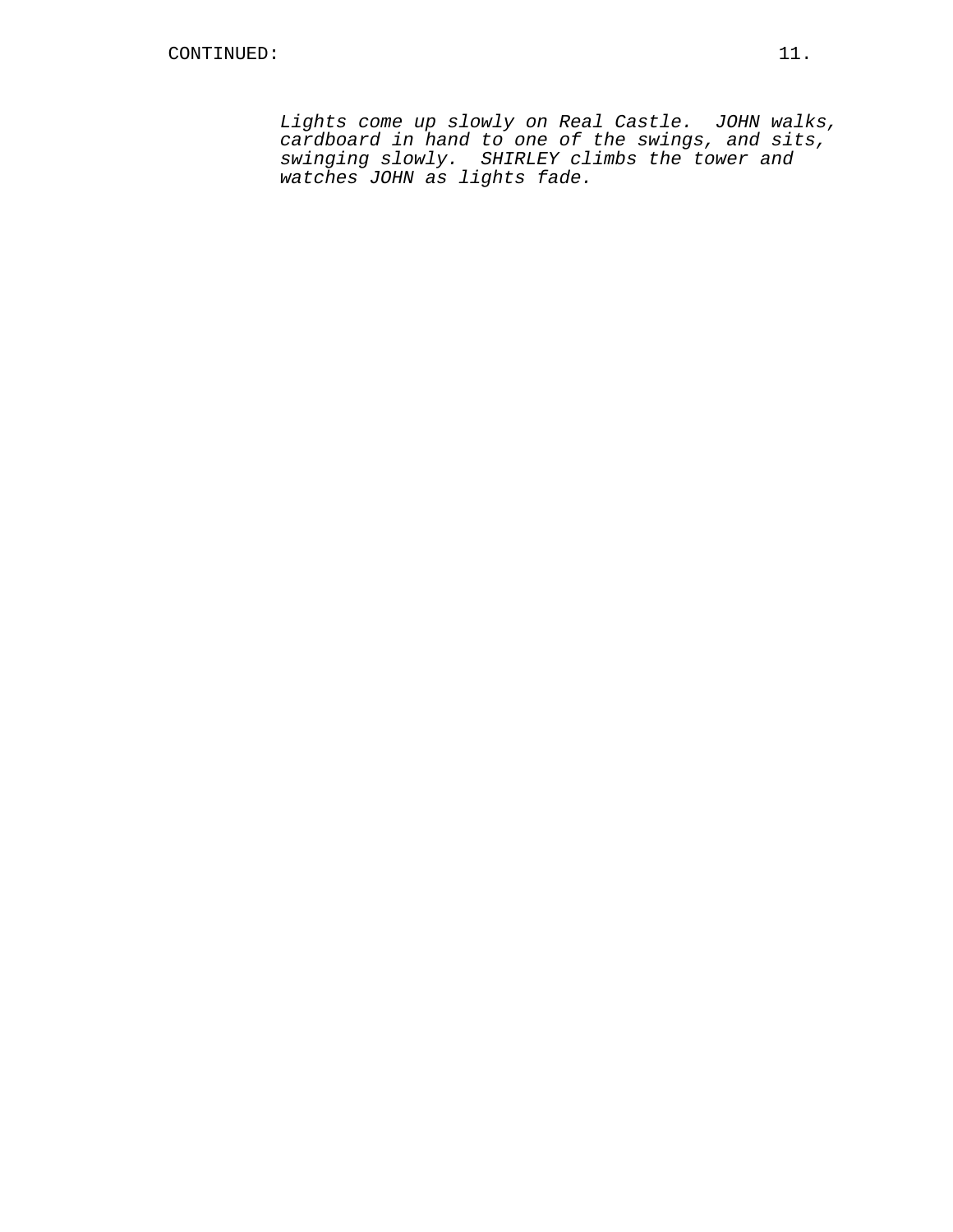*Lights come up slowly on Real Castle. JOHN walks, cardboard in hand to one of the swings, and sits, swinging slowly. SHIRLEY climbs the tower and watches JOHN as lights fade.*